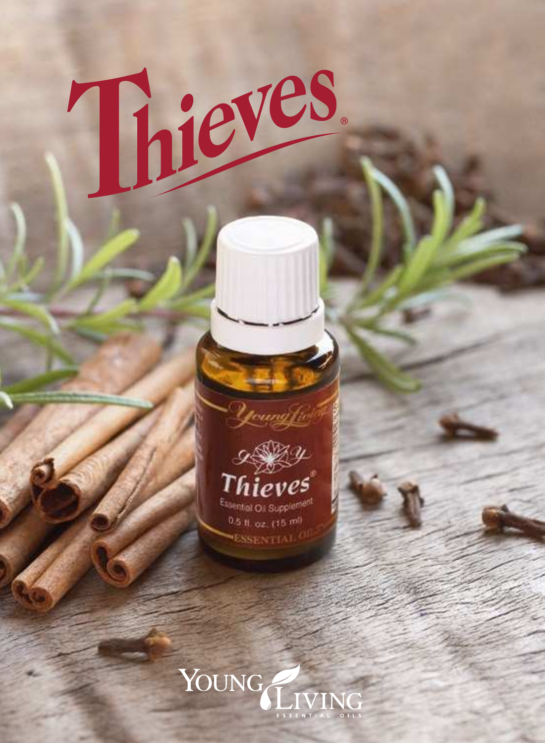# Thieves®

Young Living

Essential Oils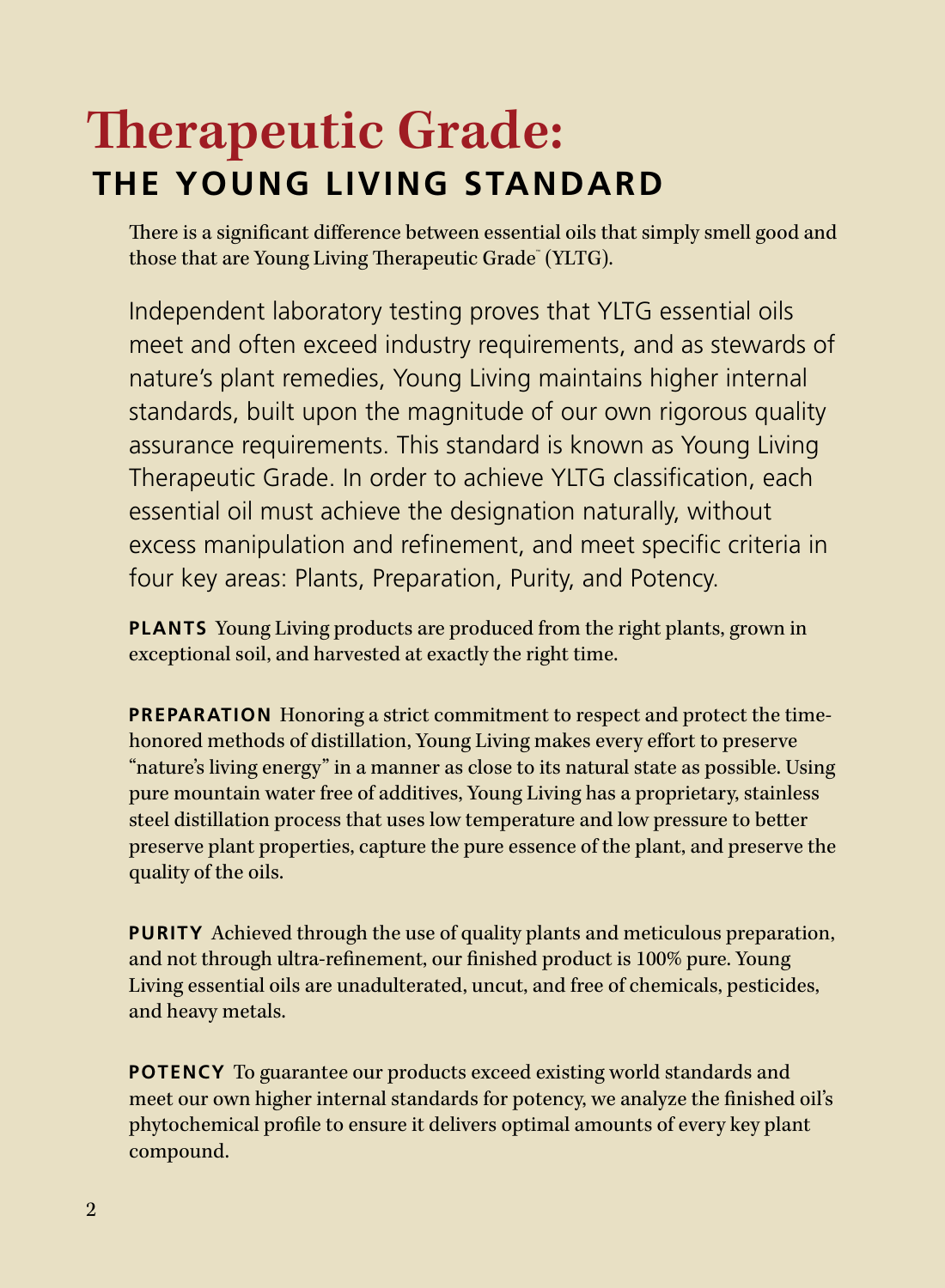# Therapeutic Grade:
## THE YOUNG LIVING STANDARD

There is a significant difference between essential oils that simply smell good and those that are Young Living Therapeutic Grade™ (YLTG).

Independent laboratory testing proves that YLTG essential oils meet and often exceed industry requirements, and as stewards of nature's plant remedies, Young Living maintains higher internal standards, built upon the magnitude of our own rigorous quality assurance requirements. This standard is known as Young Living Therapeutic Grade. In order to achieve YLTG classification, each essential oil must achieve the designation naturally, without excess manipulation and refinement, and meet specific criteria in four key areas: Plants, Preparation, Purity, and Potency.

**PLANTS** Young Living products are produced from the right plants, grown in exceptional soil, and harvested at exactly the right time.

**PREPARATION** Honoring a strict commitment to respect and protect the time-honored methods of distillation, Young Living makes every effort to preserve "nature's living energy" in a manner as close to its natural state as possible. Using pure mountain water free of additives, Young Living has a proprietary, stainless steel distillation process that uses low temperature and low pressure to better preserve plant properties, capture the pure essence of the plant, and preserve the quality of the oils.

**PURITY** Achieved through the use of quality plants and meticulous preparation, and not through ultra-refinement, our finished product is 100% pure. Young Living essential oils are unadulterated, uncut, and free of chemicals, pesticides, and heavy metals.

**POTENCY** To guarantee our products exceed existing world standards and meet our own higher internal standards for potency, we analyze the finished oil's phytochemical profile to ensure it delivers optimal amounts of every key plant compound.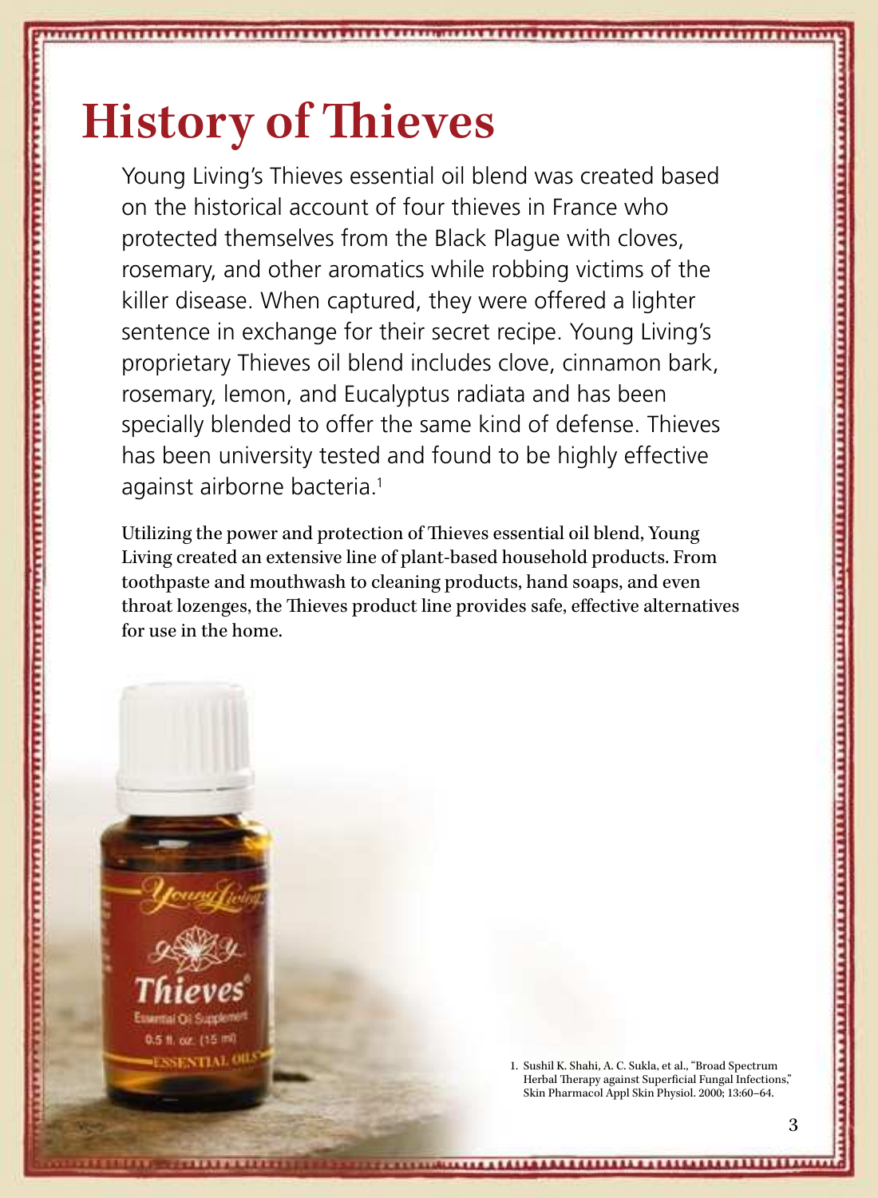# History of Thieves

Young Living's Thieves essential oil blend was created based on the historical account of four thieves in France who protected themselves from the Black Plague with cloves, rosemary, and other aromatics while robbing victims of the killer disease. When captured, they were offered a lighter sentence in exchange for their secret recipe. Young Living's proprietary Thieves oil blend includes clove, cinnamon bark, rosemary, lemon, and Eucalyptus radiata and has been specially blended to offer the same kind of defense. Thieves has been university tested and found to be highly effective against airborne bacteria.[1]

Utilizing the power and protection of Thieves essential oil blend, Young Living created an extensive line of plant-based household products. From toothpaste and mouthwash to cleaning products, hand soaps, and even throat lozenges, the Thieves product line provides safe, effective alternatives for use in the home.

1. Sushil K. Shahi, A. C. Sukla, et al., "Broad Spectrum Herbal Therapy against Superficial Fungal Infections," Skin Pharmacol Appl Skin Physiol. 2000; 13:60–64.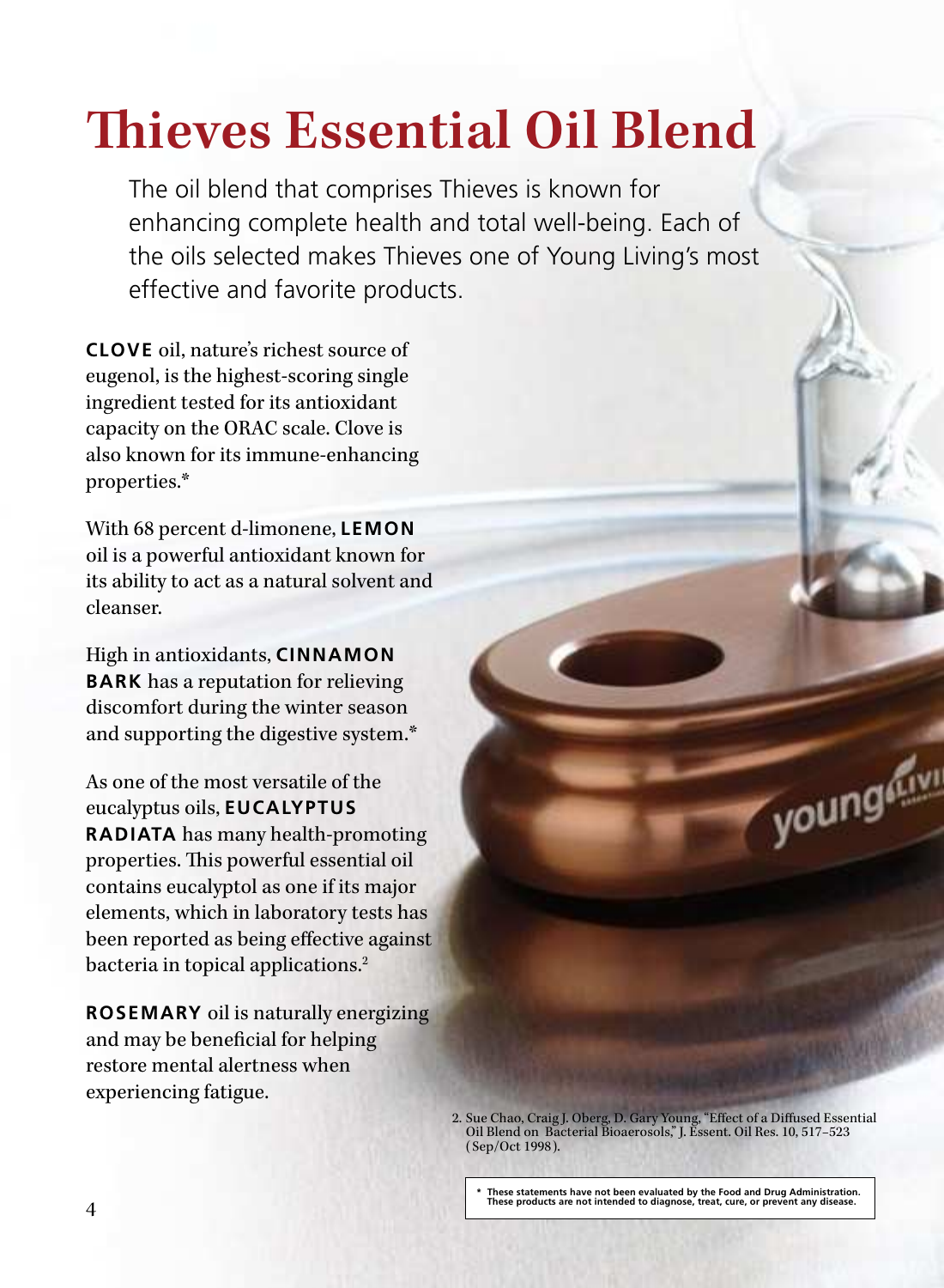# Thieves Essential Oil Blend

The oil blend that comprises Thieves is known for enhancing complete health and total well-being. Each of the oils selected makes Thieves one of Young Living's most effective and favorite products.

**CLOVE** oil, nature's richest source of eugenol, is the highest-scoring single ingredient tested for its antioxidant capacity on the ORAC scale. Clove is also known for its immune-enhancing properties.*

With 68 percent d-limonene, **LEMON** oil is a powerful antioxidant known for its ability to act as a natural solvent and cleanser.

High in antioxidants, **CINNAMON BARK** has a reputation for relieving discomfort during the winter season and supporting the digestive system.*

As one of the most versatile of the eucalyptus oils, **EUCALYPTUS RADIATA** has many health-promoting properties. This powerful essential oil contains eucalyptol as one if its major elements, which in laboratory tests has been reported as being effective against bacteria in topical applications.[2]

**ROSEMARY** oil is naturally energizing and may be beneficial for helping restore mental alertness when experiencing fatigue.

2. Sue Chao, Craig J. Oberg, D. Gary Young, "Effect of a Diffused Essential Oil Blend on Bacterial Bioaerosols," J. Essent. Oil Res. 10, 517–523 (Sep/Oct 1998).

**\* These statements have not been evaluated by the Food and Drug Administration. These products are not intended to diagnose, treat, cure, or prevent any disease.**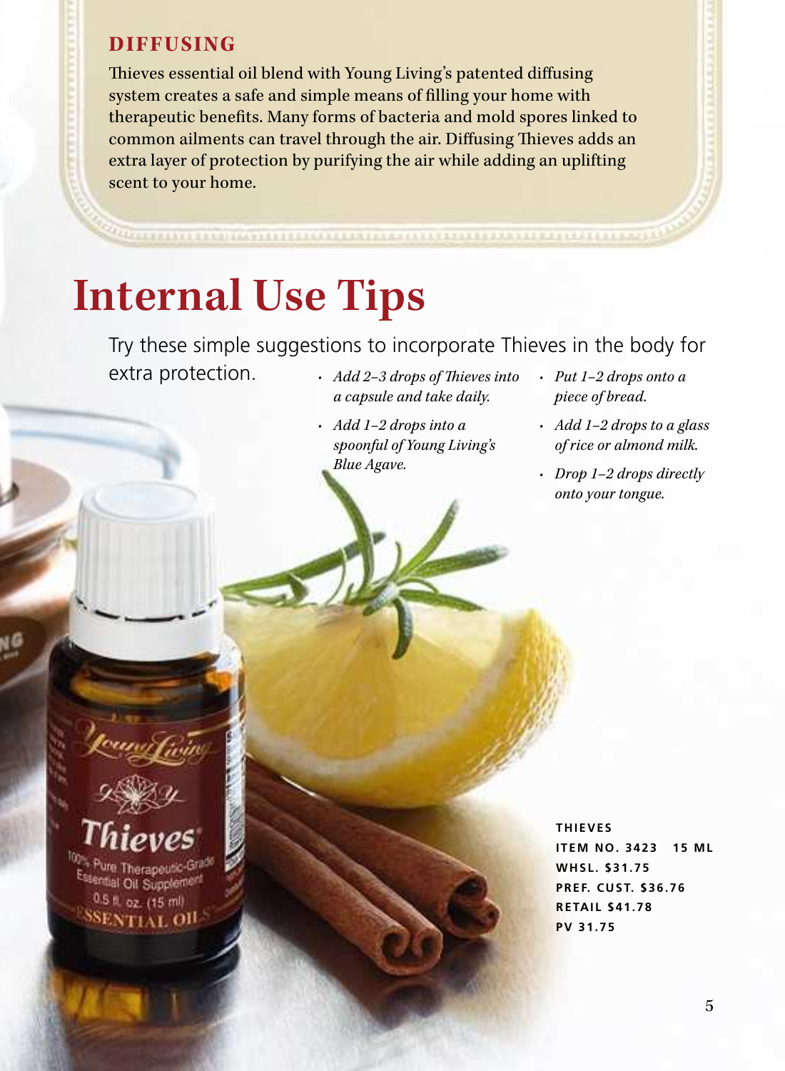### DIFFUSING

Thieves essential oil blend with Young Living's patented diffusing system creates a safe and simple means of filling your home with therapeutic benefits. Many forms of bacteria and mold spores linked to common ailments can travel through the air. Diffusing Thieves adds an extra layer of protection by purifying the air while adding an uplifting scent to your home.

# Internal Use Tips

Try these simple suggestions to incorporate Thieves in the body for extra protection.

- *Add 2–3 drops of Thieves into a capsule and take daily.*
- *Add 1–2 drops into a spoonful of Young Living's Blue Agave.*
- *Put 1–2 drops onto a piece of bread.*
- *Add 1–2 drops to a glass of rice or almond milk.*
- *Drop 1–2 drops directly onto your tongue.*

**THIEVES**
**ITEM NO. 3423 15 ML**
**WHSL. $31.75**
**PREF. CUST. $36.76**
**RETAIL $41.78**
**PV 31.75**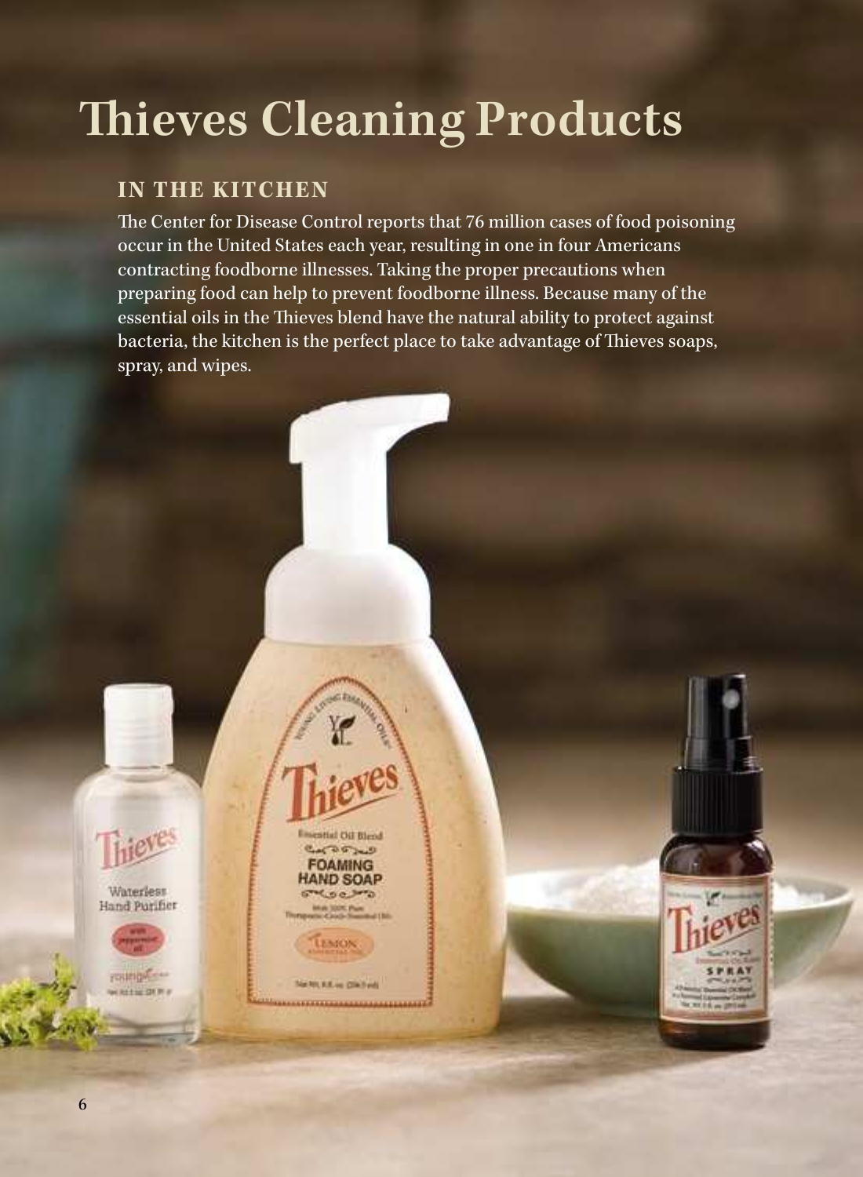# Thieves Cleaning Products

## IN THE KITCHEN

The Center for Disease Control reports that 76 million cases of food poisoning occur in the United States each year, resulting in one in four Americans contracting foodborne illnesses. Taking the proper precautions when preparing food can help to prevent foodborne illness. Because many of the essential oils in the Thieves blend have the natural ability to protect against bacteria, the kitchen is the perfect place to take advantage of Thieves soaps, spray, and wipes.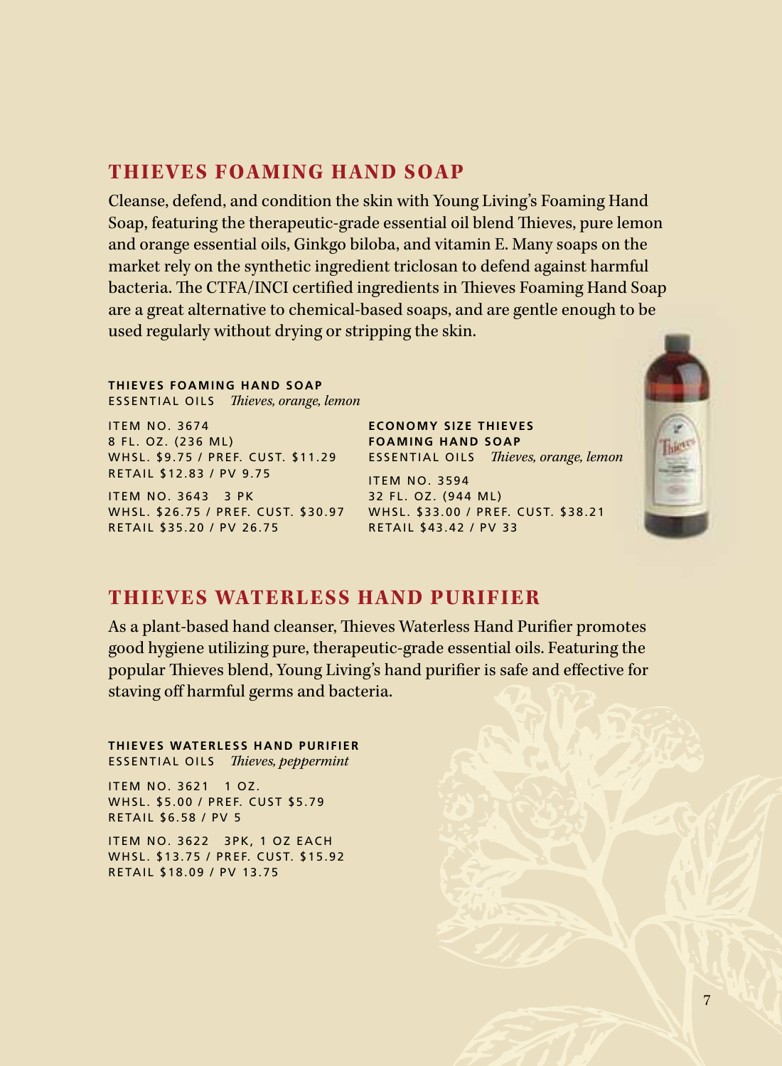## THIEVES FOAMING HAND SOAP

Cleanse, defend, and condition the skin with Young Living's Foaming Hand Soap, featuring the therapeutic-grade essential oil blend Thieves, pure lemon and orange essential oils, Ginkgo biloba, and vitamin E. Many soaps on the market rely on the synthetic ingredient triclosan to defend against harmful bacteria. The CTFA/INCI certified ingredients in Thieves Foaming Hand Soap are a great alternative to chemical-based soaps, and are gentle enough to be used regularly without drying or stripping the skin.

**THIEVES FOAMING HAND SOAP**
ESSENTIAL OILS *Thieves, orange, lemon*

ITEM NO. 3674
8 FL. OZ. (236 ML)
WHSL. $9.75 / PREF. CUST. $11.29
RETAIL $12.83 / PV 9.75

ITEM NO. 3643 3 PK
WHSL. $26.75 / PREF. CUST. $30.97
RETAIL $35.20 / PV 26.75

**ECONOMY SIZE THIEVES FOAMING HAND SOAP**
ESSENTIAL OILS *Thieves, orange, lemon*

ITEM NO. 3594
32 FL. OZ. (944 ML)
WHSL. $33.00 / PREF. CUST. $38.21
RETAIL $43.42 / PV 33

## THIEVES WATERLESS HAND PURIFIER

As a plant-based hand cleanser, Thieves Waterless Hand Purifier promotes good hygiene utilizing pure, therapeutic-grade essential oils. Featuring the popular Thieves blend, Young Living's hand purifier is safe and effective for staving off harmful germs and bacteria.

**THIEVES WATERLESS HAND PURIFIER**
ESSENTIAL OILS *Thieves, peppermint*

ITEM NO. 3621 1 OZ.
WHSL. $5.00 / PREF. CUST $5.79
RETAIL $6.58 / PV 5

ITEM NO. 3622 3PK, 1 OZ EACH
WHSL. $13.75 / PREF. CUST. $15.92
RETAIL $18.09 / PV 13.75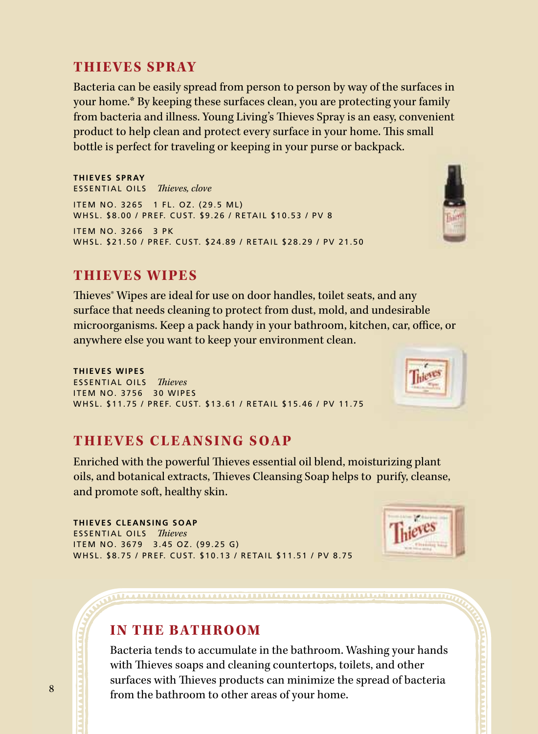## THIEVES SPRAY

Bacteria can be easily spread from person to person by way of the surfaces in your home.* By keeping these surfaces clean, you are protecting your family from bacteria and illness. Young Living's Thieves Spray is an easy, convenient product to help clean and protect every surface in your home. This small bottle is perfect for traveling or keeping in your purse or backpack.

**THIEVES SPRAY**
ESSENTIAL OILS *Thieves, clove*

ITEM NO. 3265 1 FL. OZ. (29.5 ML)
WHSL. $8.00 / PREF. CUST. $9.26 / RETAIL $10.53 / PV 8

ITEM NO. 3266 3 PK
WHSL. $21.50 / PREF. CUST. $24.89 / RETAIL $28.29 / PV 21.50

## THIEVES WIPES

Thieves® Wipes are ideal for use on door handles, toilet seats, and any surface that needs cleaning to protect from dust, mold, and undesirable microorganisms. Keep a pack handy in your bathroom, kitchen, car, office, or anywhere else you want to keep your environment clean.

**THIEVES WIPES**
ESSENTIAL OILS *Thieves*
ITEM NO. 3756 30 WIPES
WHSL. $11.75 / PREF. CUST. $13.61 / RETAIL $15.46 / PV 11.75

## THIEVES CLEANSING SOAP

Enriched with the powerful Thieves essential oil blend, moisturizing plant oils, and botanical extracts, Thieves Cleansing Soap helps to purify, cleanse, and promote soft, healthy skin.

**THIEVES CLEANSING SOAP**
ESSENTIAL OILS *Thieves*
ITEM NO. 3679 3.45 OZ. (99.25 G)
WHSL. $8.75 / PREF. CUST. $10.13 / RETAIL $11.51 / PV 8.75

## IN THE BATHROOM

Bacteria tends to accumulate in the bathroom. Washing your hands with Thieves soaps and cleaning countertops, toilets, and other surfaces with Thieves products can minimize the spread of bacteria from the bathroom to other areas of your home.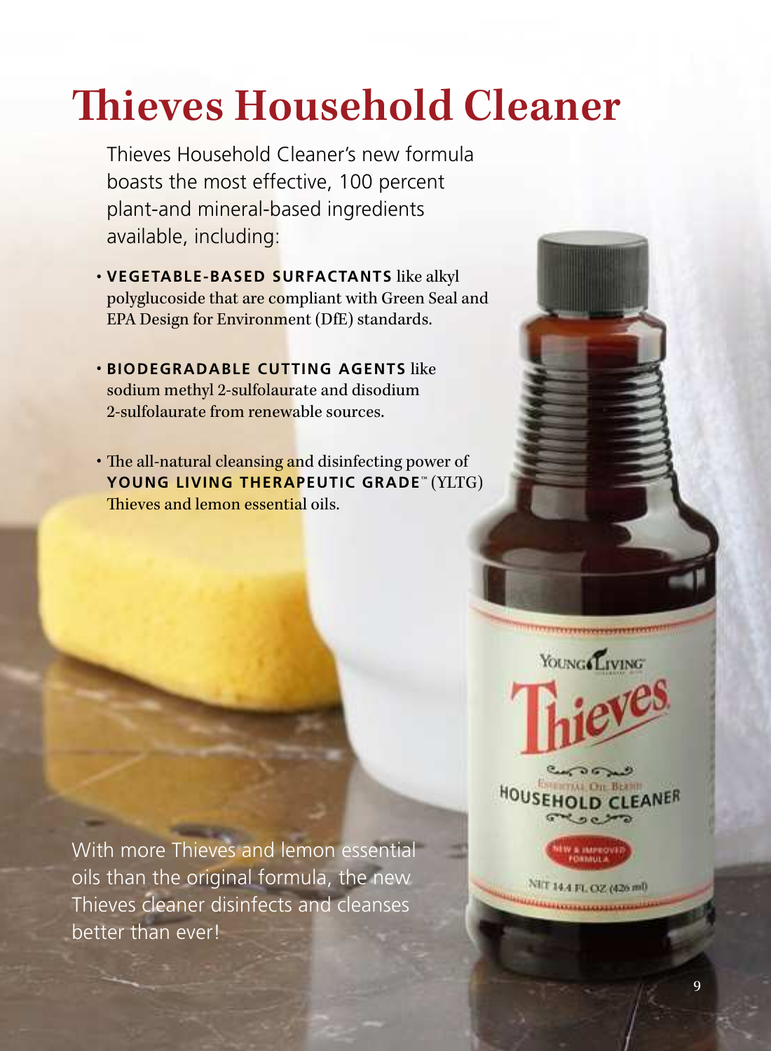# Thieves Household Cleaner

Thieves Household Cleaner's new formula boasts the most effective, 100 percent plant-and mineral-based ingredients available, including:

- **VEGETABLE-BASED SURFACTANTS** like alkyl polyglucoside that are compliant with Green Seal and EPA Design for Environment (DfE) standards.
- **BIODEGRADABLE CUTTING AGENTS** like sodium methyl 2-sulfolaurate and disodium 2-sulfolaurate from renewable sources.
- The all-natural cleansing and disinfecting power of **YOUNG LIVING THERAPEUTIC GRADE**™ (YLTG) Thieves and lemon essential oils.

With more Thieves and lemon essential oils than the original formula, the new Thieves cleaner disinfects and cleanses better than ever!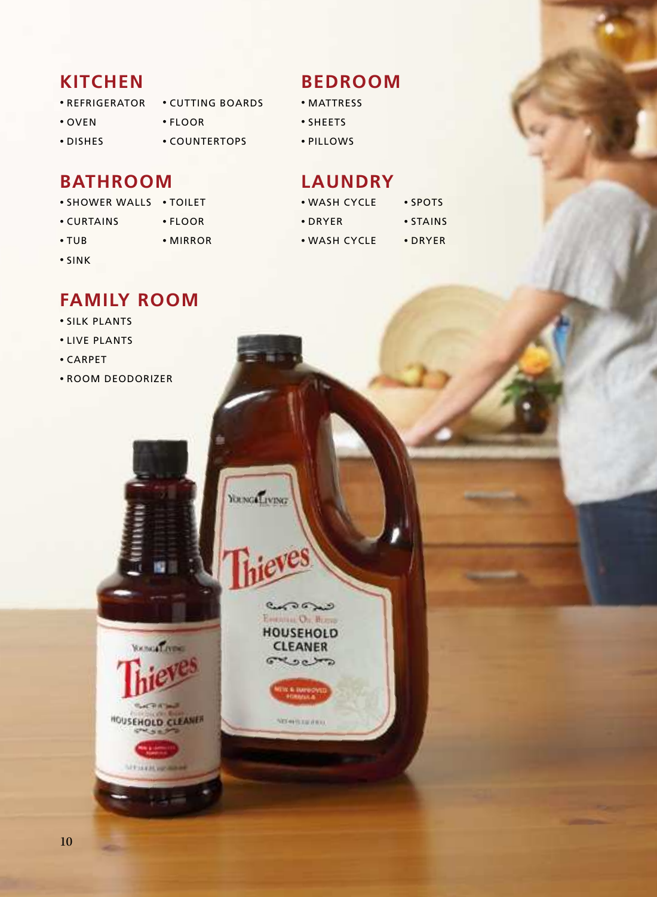## KITCHEN

- REFRIGERATOR
- OVEN
- DISHES
- CUTTING BOARDS
- FLOOR
- COUNTERTOPS

## BATHROOM

- SHOWER WALLS
- CURTAINS
- TUB
- SINK
- TOILET
- FLOOR
- MIRROR

## FAMILY ROOM

- SILK PLANTS
- LIVE PLANTS
- CARPET
- ROOM DEODORIZER

## BEDROOM

- MATTRESS
- SHEETS
- PILLOWS

## LAUNDRY

- WASH CYCLE
- DRYER
- WASH CYCLE
- SPOTS
- STAINS
- DRYER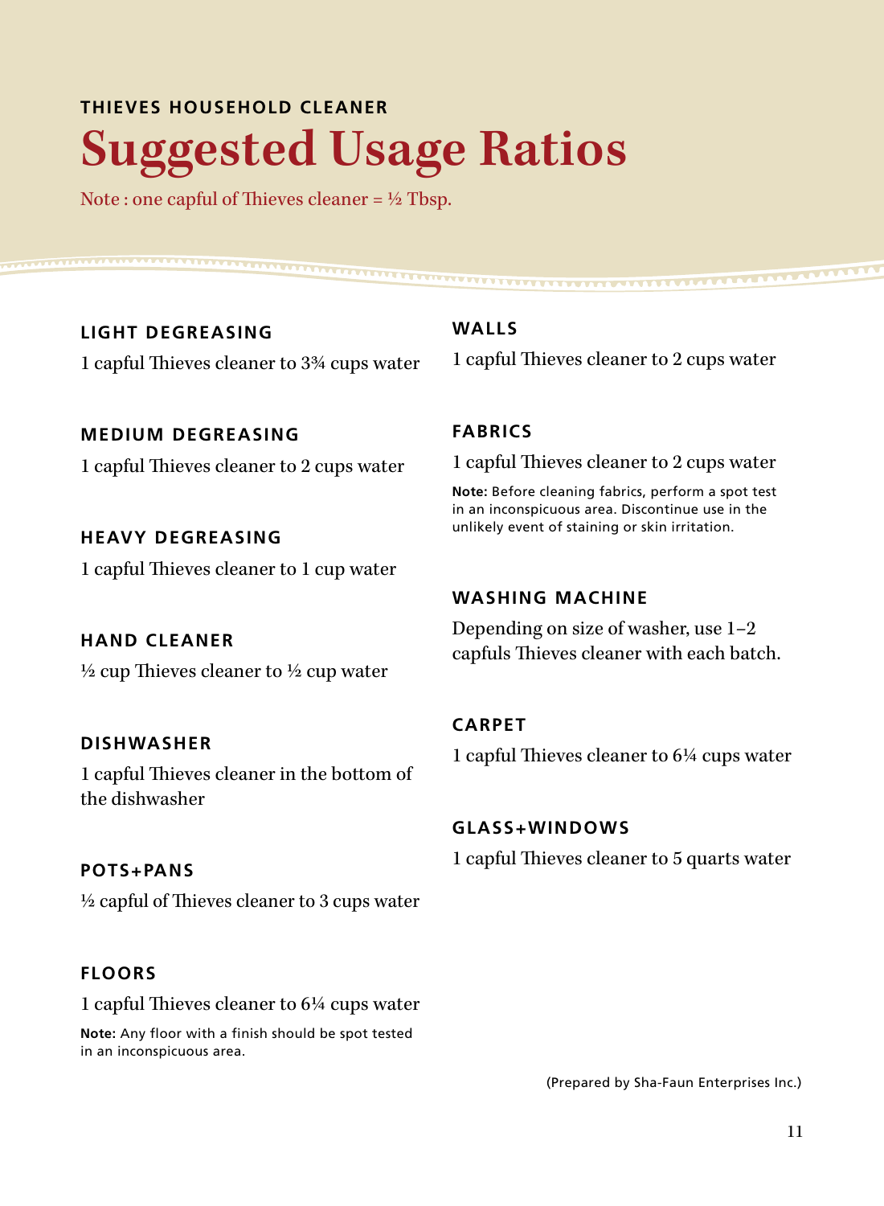THIEVES HOUSEHOLD CLEANER

# Suggested Usage Ratios

Note : one capful of Thieves cleaner = ½ Tbsp.

### LIGHT DEGREASING

1 capful Thieves cleaner to 3¾ cups water

### MEDIUM DEGREASING

1 capful Thieves cleaner to 2 cups water

### HEAVY DEGREASING

1 capful Thieves cleaner to 1 cup water

### HAND CLEANER

½ cup Thieves cleaner to ½ cup water

### DISHWASHER

1 capful Thieves cleaner in the bottom of the dishwasher

### POTS+PANS

½ capful of Thieves cleaner to 3 cups water

### FLOORS

1 capful Thieves cleaner to 6¼ cups water

**Note:** Any floor with a finish should be spot tested in an inconspicuous area.

### WALLS

1 capful Thieves cleaner to 2 cups water

### FABRICS

1 capful Thieves cleaner to 2 cups water

**Note:** Before cleaning fabrics, perform a spot test in an inconspicuous area. Discontinue use in the unlikely event of staining or skin irritation.

### WASHING MACHINE

Depending on size of washer, use 1–2 capfuls Thieves cleaner with each batch.

### CARPET

1 capful Thieves cleaner to 6¼ cups water

### GLASS+WINDOWS

1 capful Thieves cleaner to 5 quarts water

(Prepared by Sha-Faun Enterprises Inc.)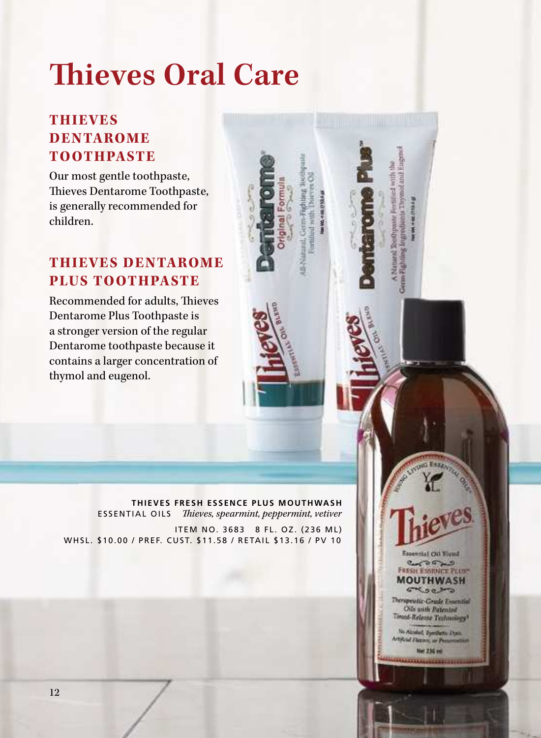# Thieves Oral Care

## THIEVES DENTAROME TOOTHPASTE

Our most gentle toothpaste, Thieves Dentarome Toothpaste, is generally recommended for children.

## THIEVES DENTAROME PLUS TOOTHPASTE

Recommended for adults, Thieves Dentarome Plus Toothpaste is a stronger version of the regular Dentarome toothpaste because it contains a larger concentration of thymol and eugenol.

**THIEVES FRESH ESSENCE PLUS MOUTHWASH**

ESSENTIAL OILS *Thieves, spearmint, peppermint, vetiver*

ITEM NO. 3683 8 FL. OZ. (236 ML)

WHSL. $10.00 / PREF. CUST. $11.58 / RETAIL $13.16 / PV 10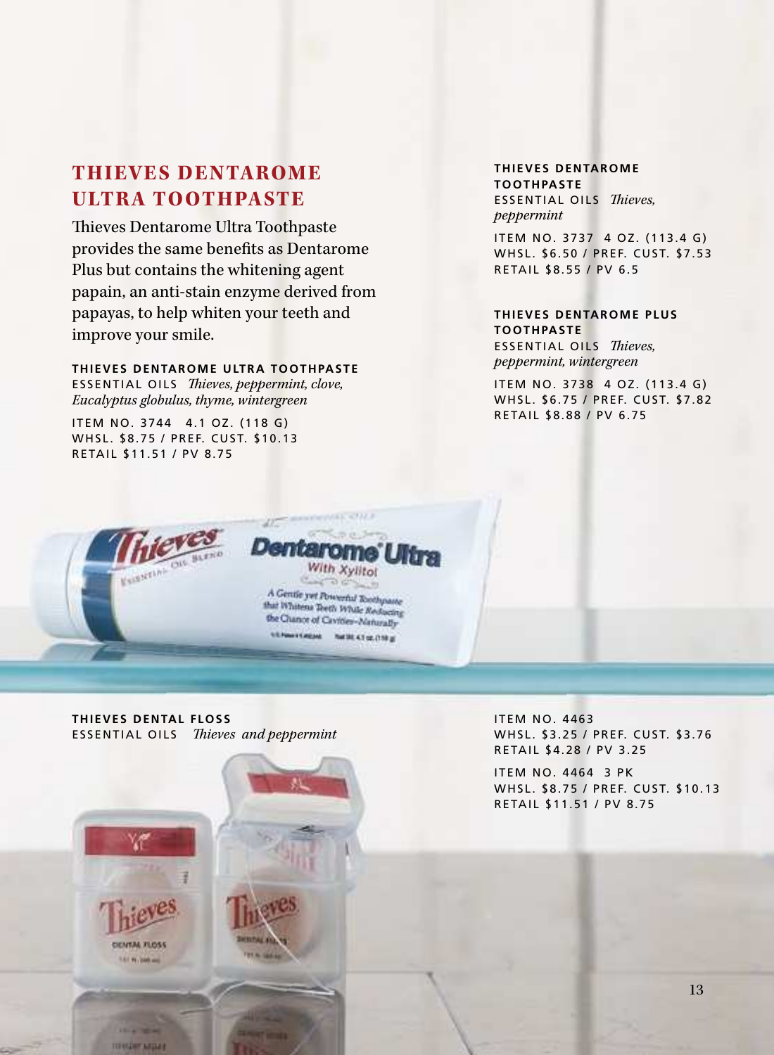## THIEVES DENTAROME ULTRA TOOTHPASTE

Thieves Dentarome Ultra Toothpaste provides the same benefits as Dentarome Plus but contains the whitening agent papain, an anti-stain enzyme derived from papayas, to help whiten your teeth and improve your smile.

**THIEVES DENTAROME ULTRA TOOTHPASTE**
ESSENTIAL OILS *Thieves, peppermint, clove, Eucalyptus globulus, thyme, wintergreen*

ITEM NO. 3744 4.1 OZ. (118 G)
WHSL. $8.75 / PREF. CUST. $10.13
RETAIL $11.51 / PV 8.75

**THIEVES DENTAROME TOOTHPASTE**
ESSENTIAL OILS *Thieves, peppermint*

ITEM NO. 3737 4 OZ. (113.4 G)
WHSL. $6.50 / PREF. CUST. $7.53
RETAIL $8.55 / PV 6.5

**THIEVES DENTAROME PLUS TOOTHPASTE**
ESSENTIAL OILS *Thieves, peppermint, wintergreen*

ITEM NO. 3738 4 OZ. (113.4 G)
WHSL. $6.75 / PREF. CUST. $7.82
RETAIL $8.88 / PV 6.75

**THIEVES DENTAL FLOSS**
ESSENTIAL OILS *Thieves and peppermint*

ITEM NO. 4463
WHSL. $3.25 / PREF. CUST. $3.76
RETAIL $4.28 / PV 3.25

ITEM NO. 4464 3 PK
WHSL. $8.75 / PREF. CUST. $10.13
RETAIL $11.51 / PV 8.75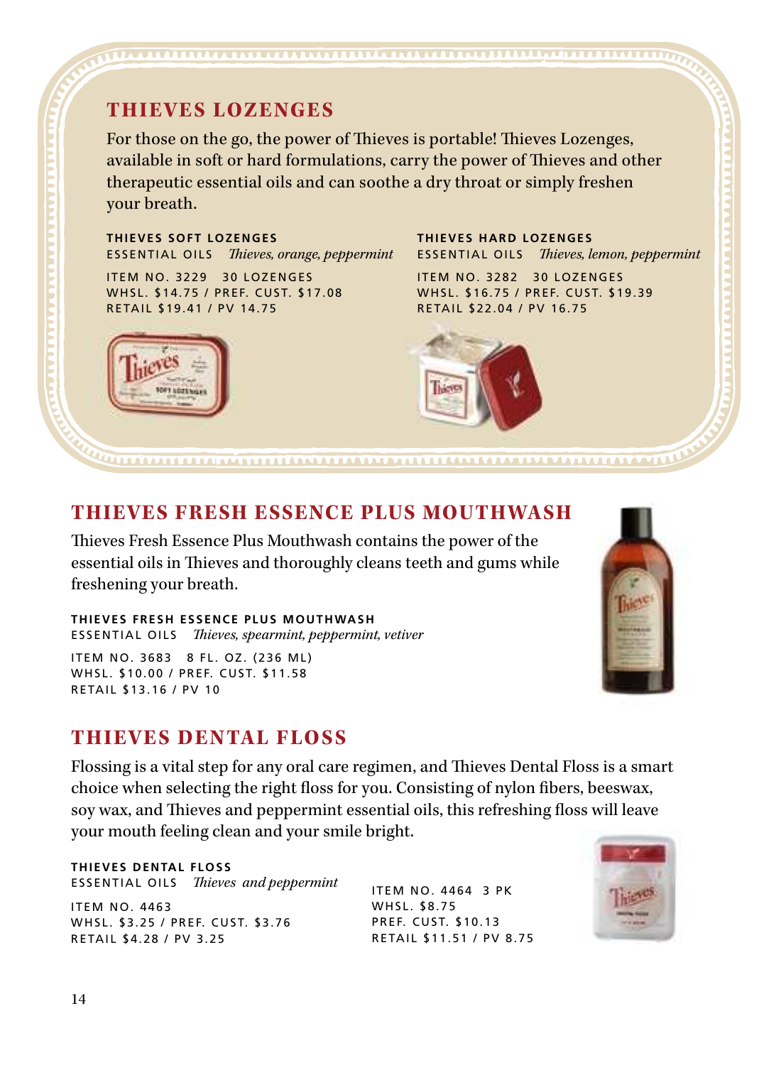## THIEVES LOZENGES

For those on the go, the power of Thieves is portable! Thieves Lozenges, available in soft or hard formulations, carry the power of Thieves and other therapeutic essential oils and can soothe a dry throat or simply freshen your breath.

**THIEVES SOFT LOZENGES**
ESSENTIAL OILS *Thieves, orange, peppermint*

ITEM NO. 3229 30 LOZENGES
WHSL. $14.75 / PREF. CUST. $17.08
RETAIL $19.41 / PV 14.75

**THIEVES HARD LOZENGES**
ESSENTIAL OILS *Thieves, lemon, peppermint*

ITEM NO. 3282 30 LOZENGES
WHSL. $16.75 / PREF. CUST. $19.39
RETAIL $22.04 / PV 16.75

## THIEVES FRESH ESSENCE PLUS MOUTHWASH

Thieves Fresh Essence Plus Mouthwash contains the power of the essential oils in Thieves and thoroughly cleans teeth and gums while freshening your breath.

**THIEVES FRESH ESSENCE PLUS MOUTHWASH**
ESSENTIAL OILS *Thieves, spearmint, peppermint, vetiver*

ITEM NO. 3683 8 FL. OZ. (236 ML)
WHSL. $10.00 / PREF. CUST. $11.58
RETAIL $13.16 / PV 10

## THIEVES DENTAL FLOSS

Flossing is a vital step for any oral care regimen, and Thieves Dental Floss is a smart choice when selecting the right floss for you. Consisting of nylon fibers, beeswax, soy wax, and Thieves and peppermint essential oils, this refreshing floss will leave your mouth feeling clean and your smile bright.

**THIEVES DENTAL FLOSS**
ESSENTIAL OILS *Thieves and peppermint*

ITEM NO. 4463
WHSL. $3.25 / PREF. CUST. $3.76
RETAIL $4.28 / PV 3.25

ITEM NO. 4464 3 PK
WHSL. $8.75
PREF. CUST. $10.13
RETAIL $11.51 / PV 8.75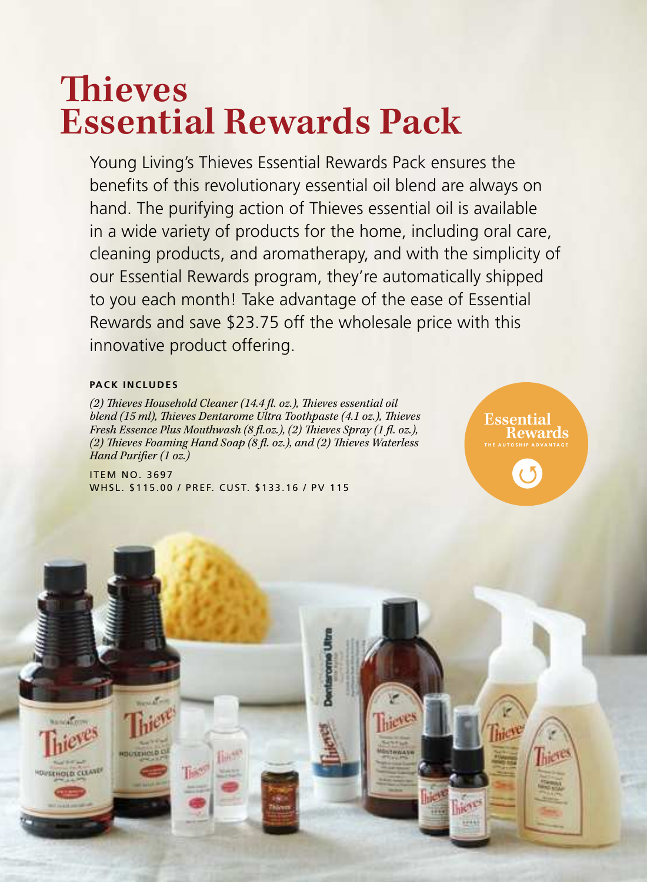# Thieves Essential Rewards Pack

Young Living's Thieves Essential Rewards Pack ensures the benefits of this revolutionary essential oil blend are always on hand. The purifying action of Thieves essential oil is available in a wide variety of products for the home, including oral care, cleaning products, and aromatherapy, and with the simplicity of our Essential Rewards program, they're automatically shipped to you each month! Take advantage of the ease of Essential Rewards and save $23.75 off the wholesale price with this innovative product offering.

**PACK INCLUDES**

*(2) Thieves Household Cleaner (14.4 fl. oz.), Thieves essential oil blend (15 ml), Thieves Dentarome Ultra Toothpaste (4.1 oz.), Thieves Fresh Essence Plus Mouthwash (8 fl.oz.), (2) Thieves Spray (1 fl. oz.), (2) Thieves Foaming Hand Soap (8 fl. oz.), and (2) Thieves Waterless Hand Purifier (1 oz.)*

ITEM NO. 3697
WHSL. $115.00 / PREF. CUST. $133.16 / PV 115

Essential Rewards
THE AUTOSHIP ADVANTAGE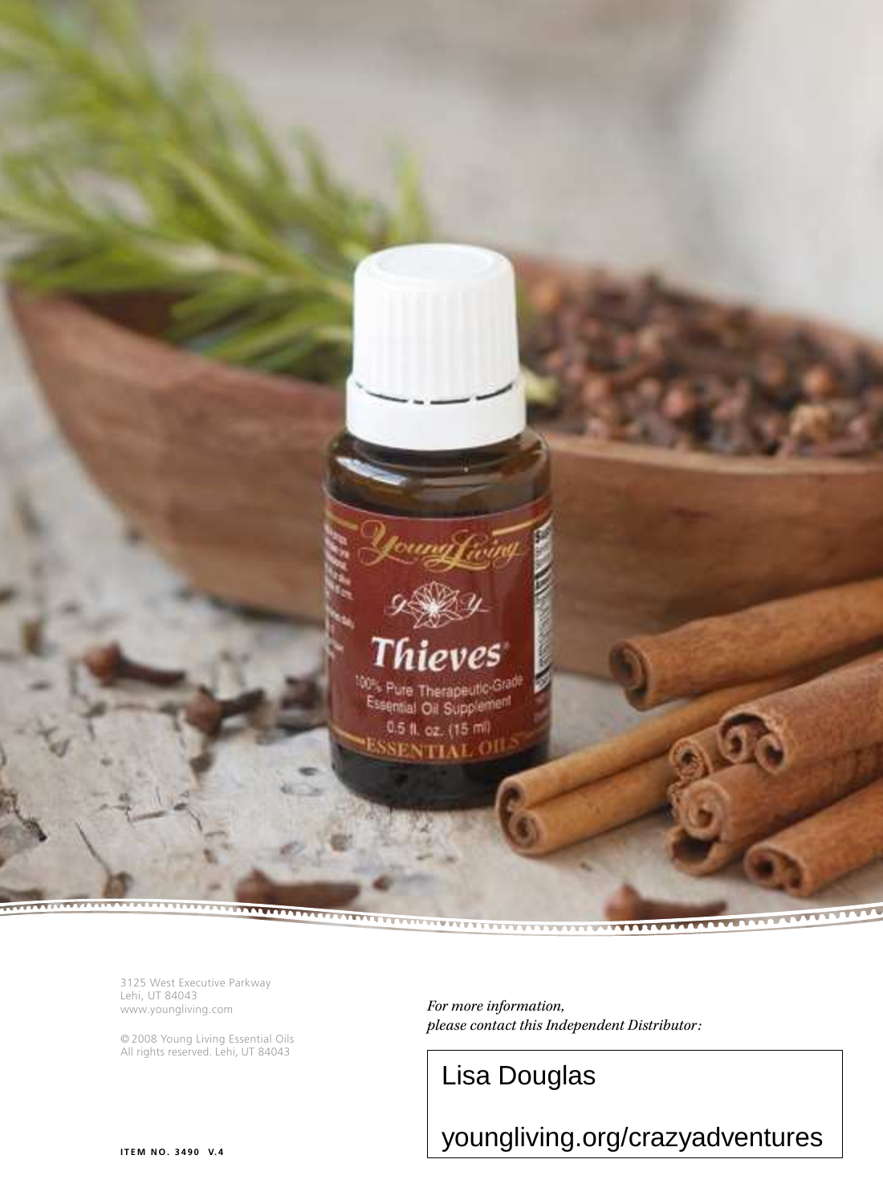3125 West Executive Parkway
Lehi, UT 84043
www.youngliving.com

© 2008 Young Living Essential Oils
All rights reserved. Lehi, UT 84043

*For more information,*
*please contact this Independent Distributor:*

Lisa Douglas

youngliving.org/crazyadventures

**ITEM NO. 3490 V.4**